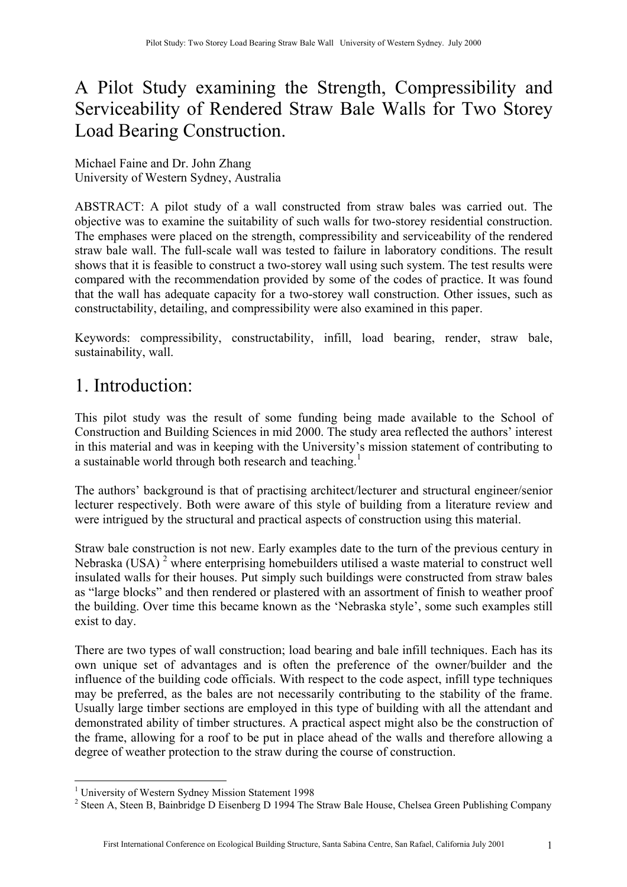# A Pilot Study examining the Strength, Compressibility and Serviceability of Rendered Straw Bale Walls for Two Storey Load Bearing Construction.

Michael Faine and Dr. John Zhang
University of Western Sydney, Australia

ABSTRACT: A pilot study of a wall constructed from straw bales was carried out. The objective was to examine the suitability of such walls for two-storey residential construction. The emphases were placed on the strength, compressibility and serviceability of the rendered straw bale wall. The full-scale wall was tested to failure in laboratory conditions. The result shows that it is feasible to construct a two-storey wall using such system. The test results were compared with the recommendation provided by some of the codes of practice. It was found that the wall has adequate capacity for a two-storey wall construction. Other issues, such as constructability, detailing, and compressibility were also examined in this paper.

Keywords: compressibility, constructability, infill, load bearing, render, straw bale, sustainability, wall.

# 1. Introduction:

This pilot study was the result of some funding being made available to the School of Construction and Building Sciences in mid 2000. The study area reflected the authors' interest in this material and was in keeping with the University's mission statement of contributing to a sustainable world through both research and teaching.[1]

The authors' background is that of practising architect/lecturer and structural engineer/senior lecturer respectively. Both were aware of this style of building from a literature review and were intrigued by the structural and practical aspects of construction using this material.

Straw bale construction is not new. Early examples date to the turn of the previous century in Nebraska (USA) [2] where enterprising homebuilders utilised a waste material to construct well insulated walls for their houses. Put simply such buildings were constructed from straw bales as "large blocks" and then rendered or plastered with an assortment of finish to weather proof the building. Over time this became known as the 'Nebraska style', some such examples still exist to day.

There are two types of wall construction; load bearing and bale infill techniques. Each has its own unique set of advantages and is often the preference of the owner/builder and the influence of the building code officials. With respect to the code aspect, infill type techniques may be preferred, as the bales are not necessarily contributing to the stability of the frame. Usually large timber sections are employed in this type of building with all the attendant and demonstrated ability of timber structures. A practical aspect might also be the construction of the frame, allowing for a roof to be put in place ahead of the walls and therefore allowing a degree of weather protection to the straw during the course of construction.

---

[1] University of Western Sydney Mission Statement 1998

[2] Steen A, Steen B, Bainbridge D Eisenberg D 1994 The Straw Bale House, Chelsea Green Publishing Company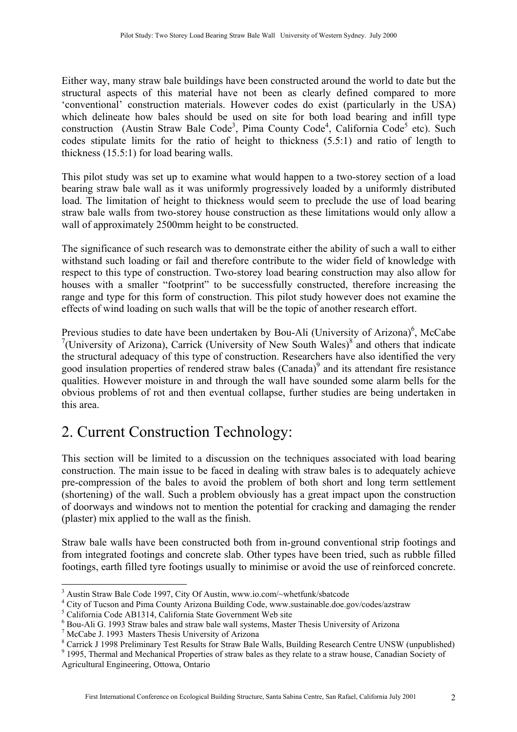Either way, many straw bale buildings have been constructed around the world to date but the structural aspects of this material have not been as clearly defined compared to more 'conventional' construction materials. However codes do exist (particularly in the USA) which delineate how bales should be used on site for both load bearing and infill type construction (Austin Straw Bale Code[3], Pima County Code[4], California Code[5] etc). Such codes stipulate limits for the ratio of height to thickness (5.5:1) and ratio of length to thickness (15.5:1) for load bearing walls.

This pilot study was set up to examine what would happen to a two-storey section of a load bearing straw bale wall as it was uniformly progressively loaded by a uniformly distributed load. The limitation of height to thickness would seem to preclude the use of load bearing straw bale walls from two-storey house construction as these limitations would only allow a wall of approximately 2500mm height to be constructed.

The significance of such research was to demonstrate either the ability of such a wall to either withstand such loading or fail and therefore contribute to the wider field of knowledge with respect to this type of construction. Two-storey load bearing construction may also allow for houses with a smaller "footprint" to be successfully constructed, therefore increasing the range and type for this form of construction. This pilot study however does not examine the effects of wind loading on such walls that will be the topic of another research effort.

Previous studies to date have been undertaken by Bou-Ali (University of Arizona)[6], McCabe [7](University of Arizona), Carrick (University of New South Wales)[8] and others that indicate the structural adequacy of this type of construction. Researchers have also identified the very good insulation properties of rendered straw bales (Canada)[9] and its attendant fire resistance qualities. However moisture in and through the wall have sounded some alarm bells for the obvious problems of rot and then eventual collapse, further studies are being undertaken in this area.

# 2. Current Construction Technology:

This section will be limited to a discussion on the techniques associated with load bearing construction. The main issue to be faced in dealing with straw bales is to adequately achieve pre-compression of the bales to avoid the problem of both short and long term settlement (shortening) of the wall. Such a problem obviously has a great impact upon the construction of doorways and windows not to mention the potential for cracking and damaging the render (plaster) mix applied to the wall as the finish.

Straw bale walls have been constructed both from in-ground conventional strip footings and from integrated footings and concrete slab. Other types have been tried, such as rubble filled footings, earth filled tyre footings usually to minimise or avoid the use of reinforced concrete.

---

[3] Austin Straw Bale Code 1997, City Of Austin, www.io.com/~whetfunk/sbatcode

[4] City of Tucson and Pima County Arizona Building Code, www.sustainable.doe.gov/codes/azstraw

[5] California Code AB1314, California State Government Web site

[6] Bou-Ali G. 1993 Straw bales and straw bale wall systems, Master Thesis University of Arizona

[7] McCabe J. 1993 Masters Thesis University of Arizona

[8] Carrick J 1998 Preliminary Test Results for Straw Bale Walls, Building Research Centre UNSW (unpublished)

[9] 1995, Thermal and Mechanical Properties of straw bales as they relate to a straw house, Canadian Society of Agricultural Engineering, Ottowa, Ontario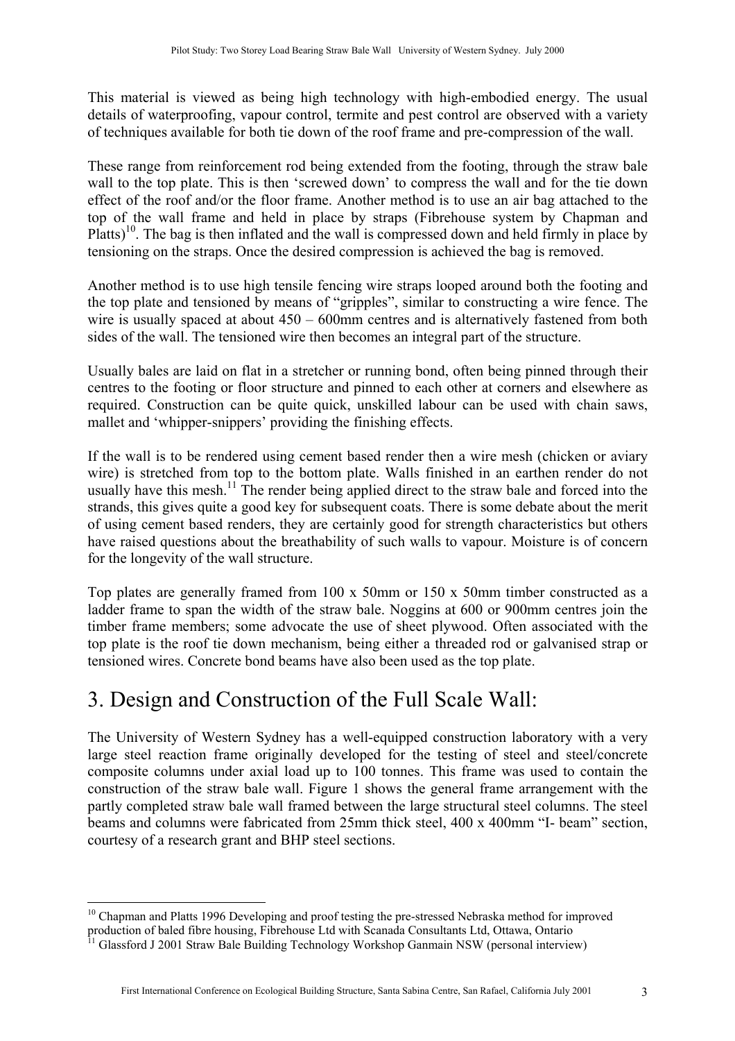This material is viewed as being high technology with high-embodied energy. The usual details of waterproofing, vapour control, termite and pest control are observed with a variety of techniques available for both tie down of the roof frame and pre-compression of the wall.

These range from reinforcement rod being extended from the footing, through the straw bale wall to the top plate. This is then 'screwed down' to compress the wall and for the tie down effect of the roof and/or the floor frame. Another method is to use an air bag attached to the top of the wall frame and held in place by straps (Fibrehouse system by Chapman and Platts)[10]. The bag is then inflated and the wall is compressed down and held firmly in place by tensioning on the straps. Once the desired compression is achieved the bag is removed.

Another method is to use high tensile fencing wire straps looped around both the footing and the top plate and tensioned by means of "gripples", similar to constructing a wire fence. The wire is usually spaced at about 450 – 600mm centres and is alternatively fastened from both sides of the wall. The tensioned wire then becomes an integral part of the structure.

Usually bales are laid on flat in a stretcher or running bond, often being pinned through their centres to the footing or floor structure and pinned to each other at corners and elsewhere as required. Construction can be quite quick, unskilled labour can be used with chain saws, mallet and 'whipper-snippers' providing the finishing effects.

If the wall is to be rendered using cement based render then a wire mesh (chicken or aviary wire) is stretched from top to the bottom plate. Walls finished in an earthen render do not usually have this mesh.[11] The render being applied direct to the straw bale and forced into the strands, this gives quite a good key for subsequent coats. There is some debate about the merit of using cement based renders, they are certainly good for strength characteristics but others have raised questions about the breathability of such walls to vapour. Moisture is of concern for the longevity of the wall structure.

Top plates are generally framed from 100 x 50mm or 150 x 50mm timber constructed as a ladder frame to span the width of the straw bale. Noggins at 600 or 900mm centres join the timber frame members; some advocate the use of sheet plywood. Often associated with the top plate is the roof tie down mechanism, being either a threaded rod or galvanised strap or tensioned wires. Concrete bond beams have also been used as the top plate.

# 3. Design and Construction of the Full Scale Wall:

The University of Western Sydney has a well-equipped construction laboratory with a very large steel reaction frame originally developed for the testing of steel and steel/concrete composite columns under axial load up to 100 tonnes. This frame was used to contain the construction of the straw bale wall. Figure 1 shows the general frame arrangement with the partly completed straw bale wall framed between the large structural steel columns. The steel beams and columns were fabricated from 25mm thick steel, 400 x 400mm "I- beam" section, courtesy of a research grant and BHP steel sections.

---

[10] Chapman and Platts 1996 Developing and proof testing the pre-stressed Nebraska method for improved production of baled fibre housing, Fibrehouse Ltd with Scanada Consultants Ltd, Ottawa, Ontario

[11] Glassford J 2001 Straw Bale Building Technology Workshop Ganmain NSW (personal interview)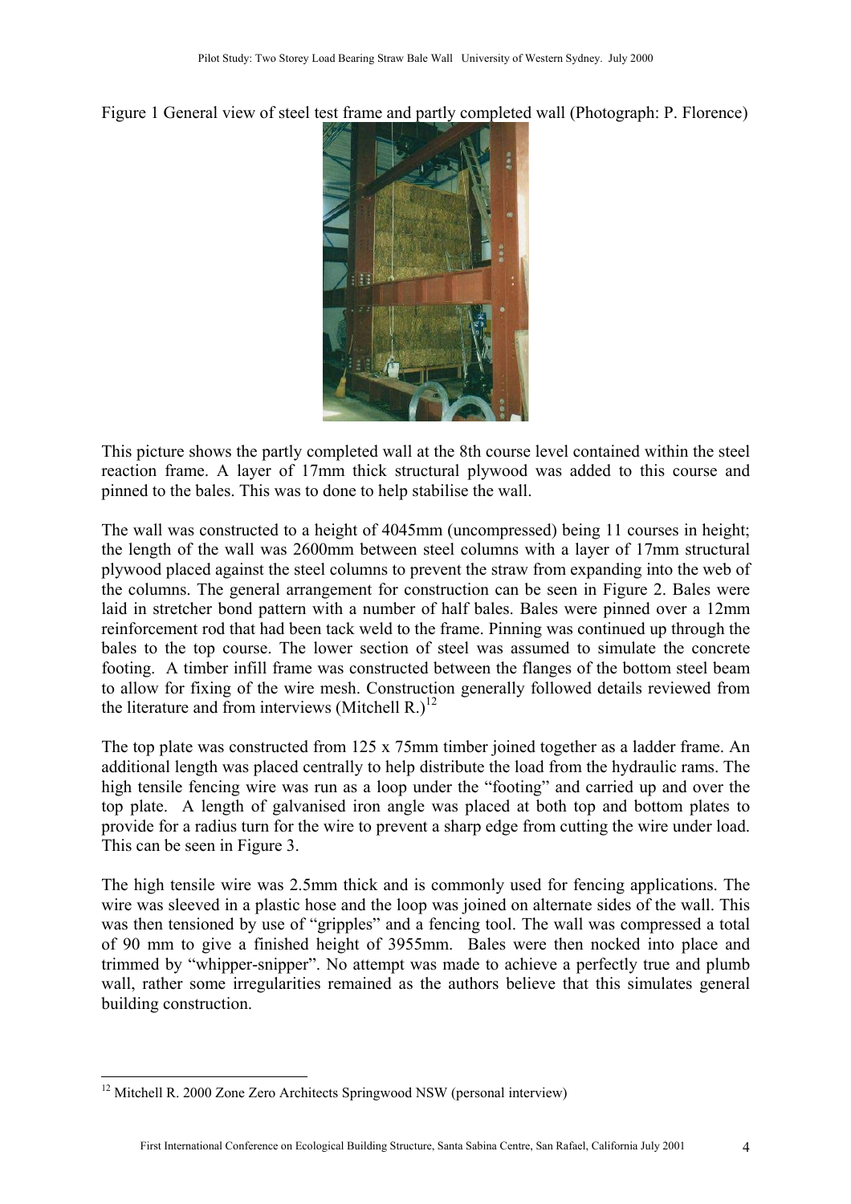Figure 1 General view of steel test frame and partly completed wall (Photograph: P. Florence)

This picture shows the partly completed wall at the 8th course level contained within the steel reaction frame. A layer of 17mm thick structural plywood was added to this course and pinned to the bales. This was to done to help stabilise the wall.

The wall was constructed to a height of 4045mm (uncompressed) being 11 courses in height; the length of the wall was 2600mm between steel columns with a layer of 17mm structural plywood placed against the steel columns to prevent the straw from expanding into the web of the columns. The general arrangement for construction can be seen in Figure 2. Bales were laid in stretcher bond pattern with a number of half bales. Bales were pinned over a 12mm reinforcement rod that had been tack weld to the frame. Pinning was continued up through the bales to the top course. The lower section of steel was assumed to simulate the concrete footing. A timber infill frame was constructed between the flanges of the bottom steel beam to allow for fixing of the wire mesh. Construction generally followed details reviewed from the literature and from interviews (Mitchell R.)[12]

The top plate was constructed from 125 x 75mm timber joined together as a ladder frame. An additional length was placed centrally to help distribute the load from the hydraulic rams. The high tensile fencing wire was run as a loop under the "footing" and carried up and over the top plate. A length of galvanised iron angle was placed at both top and bottom plates to provide for a radius turn for the wire to prevent a sharp edge from cutting the wire under load. This can be seen in Figure 3.

The high tensile wire was 2.5mm thick and is commonly used for fencing applications. The wire was sleeved in a plastic hose and the loop was joined on alternate sides of the wall. This was then tensioned by use of "gripples" and a fencing tool. The wall was compressed a total of 90 mm to give a finished height of 3955mm. Bales were then nocked into place and trimmed by "whipper-snipper". No attempt was made to achieve a perfectly true and plumb wall, rather some irregularities remained as the authors believe that this simulates general building construction.

[12] Mitchell R. 2000 Zone Zero Architects Springwood NSW (personal interview)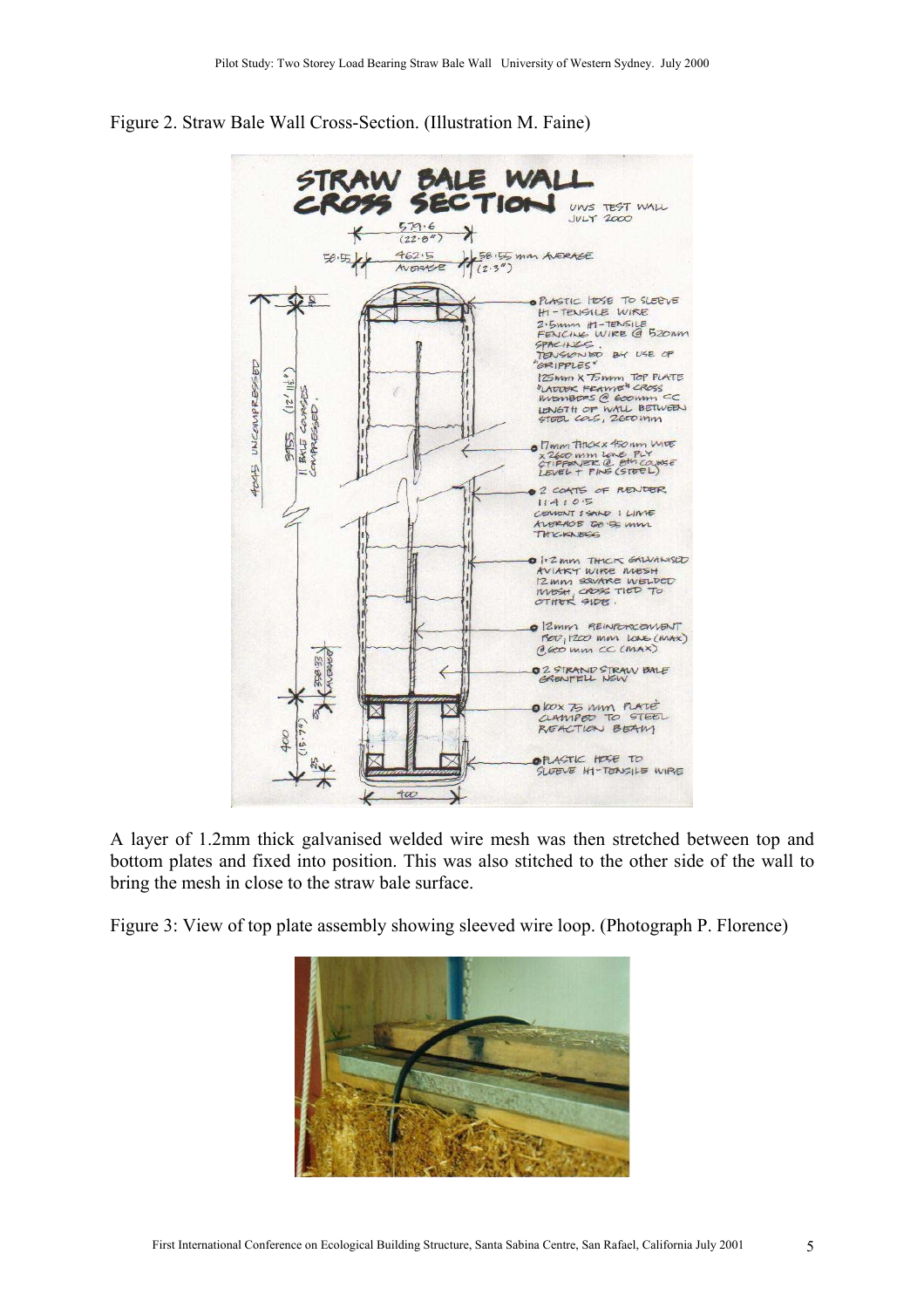Figure 2. Straw Bale Wall Cross-Section. (Illustration M. Faine)

A layer of 1.2mm thick galvanised welded wire mesh was then stretched between top and bottom plates and fixed into position. This was also stitched to the other side of the wall to bring the mesh in close to the straw bale surface.

Figure 3: View of top plate assembly showing sleeved wire loop. (Photograph P. Florence)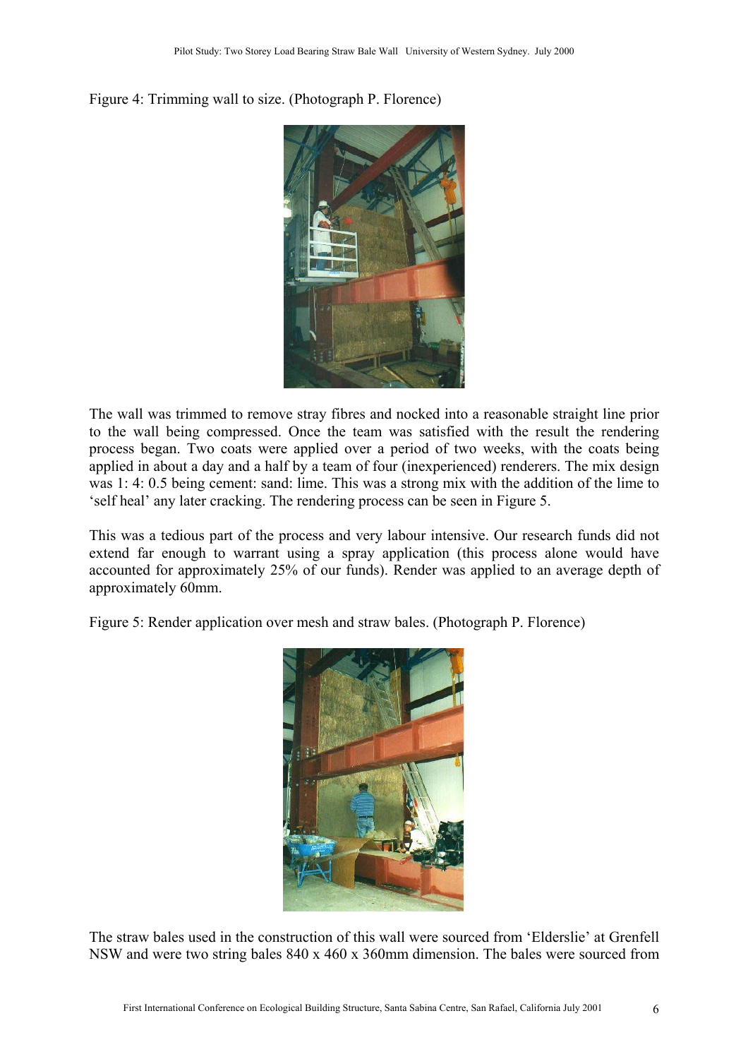Figure 4: Trimming wall to size. (Photograph P. Florence)

The wall was trimmed to remove stray fibres and nocked into a reasonable straight line prior to the wall being compressed. Once the team was satisfied with the result the rendering process began. Two coats were applied over a period of two weeks, with the coats being applied in about a day and a half by a team of four (inexperienced) renderers. The mix design was 1: 4: 0.5 being cement: sand: lime. This was a strong mix with the addition of the lime to 'self heal' any later cracking. The rendering process can be seen in Figure 5.

This was a tedious part of the process and very labour intensive. Our research funds did not extend far enough to warrant using a spray application (this process alone would have accounted for approximately 25% of our funds). Render was applied to an average depth of approximately 60mm.

Figure 5: Render application over mesh and straw bales. (Photograph P. Florence)

The straw bales used in the construction of this wall were sourced from 'Elderslie' at Grenfell NSW and were two string bales 840 x 460 x 360mm dimension. The bales were sourced from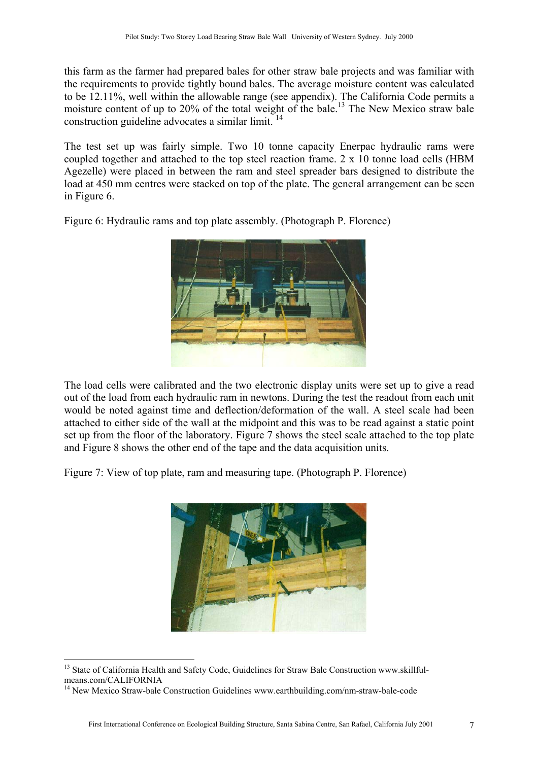this farm as the farmer had prepared bales for other straw bale projects and was familiar with the requirements to provide tightly bound bales. The average moisture content was calculated to be 12.11%, well within the allowable range (see appendix). The California Code permits a moisture content of up to 20% of the total weight of the bale.[13] The New Mexico straw bale construction guideline advocates a similar limit. [14]

The test set up was fairly simple. Two 10 tonne capacity Enerpac hydraulic rams were coupled together and attached to the top steel reaction frame. 2 x 10 tonne load cells (HBM Agezelle) were placed in between the ram and steel spreader bars designed to distribute the load at 450 mm centres were stacked on top of the plate. The general arrangement can be seen in Figure 6.

Figure 6: Hydraulic rams and top plate assembly. (Photograph P. Florence)

The load cells were calibrated and the two electronic display units were set up to give a read out of the load from each hydraulic ram in newtons. During the test the readout from each unit would be noted against time and deflection/deformation of the wall. A steel scale had been attached to either side of the wall at the midpoint and this was to be read against a static point set up from the floor of the laboratory. Figure 7 shows the steel scale attached to the top plate and Figure 8 shows the other end of the tape and the data acquisition units.

Figure 7: View of top plate, ram and measuring tape. (Photograph P. Florence)

[13] State of California Health and Safety Code, Guidelines for Straw Bale Construction www.skillful-means.com/CALIFORNIA

[14] New Mexico Straw-bale Construction Guidelines www.earthbuilding.com/nm-straw-bale-code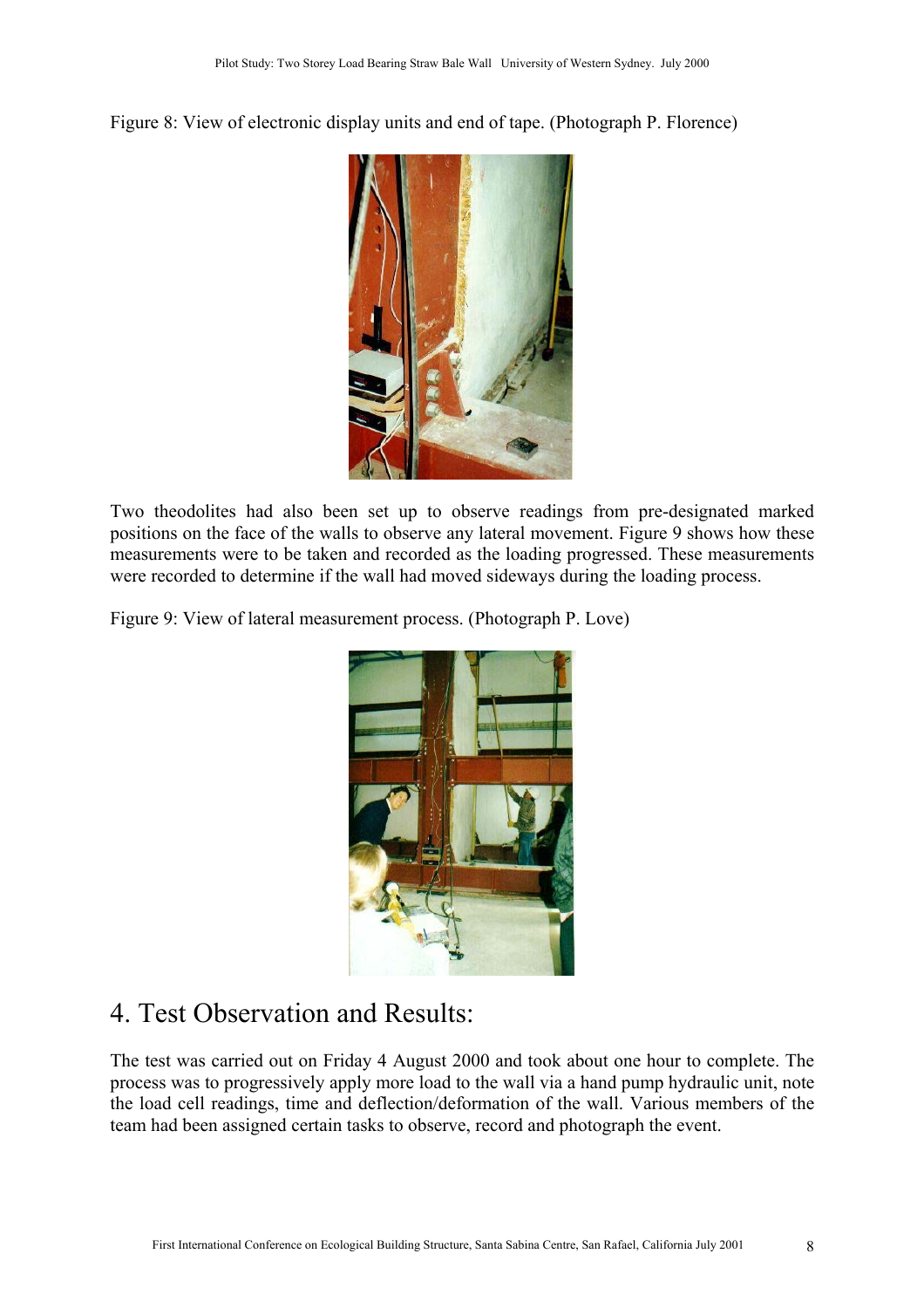Figure 8: View of electronic display units and end of tape. (Photograph P. Florence)

Two theodolites had also been set up to observe readings from pre-designated marked positions on the face of the walls to observe any lateral movement. Figure 9 shows how these measurements were to be taken and recorded as the loading progressed. These measurements were recorded to determine if the wall had moved sideways during the loading process.

Figure 9: View of lateral measurement process. (Photograph P. Love)

# 4. Test Observation and Results:

The test was carried out on Friday 4 August 2000 and took about one hour to complete. The process was to progressively apply more load to the wall via a hand pump hydraulic unit, note the load cell readings, time and deflection/deformation of the wall. Various members of the team had been assigned certain tasks to observe, record and photograph the event.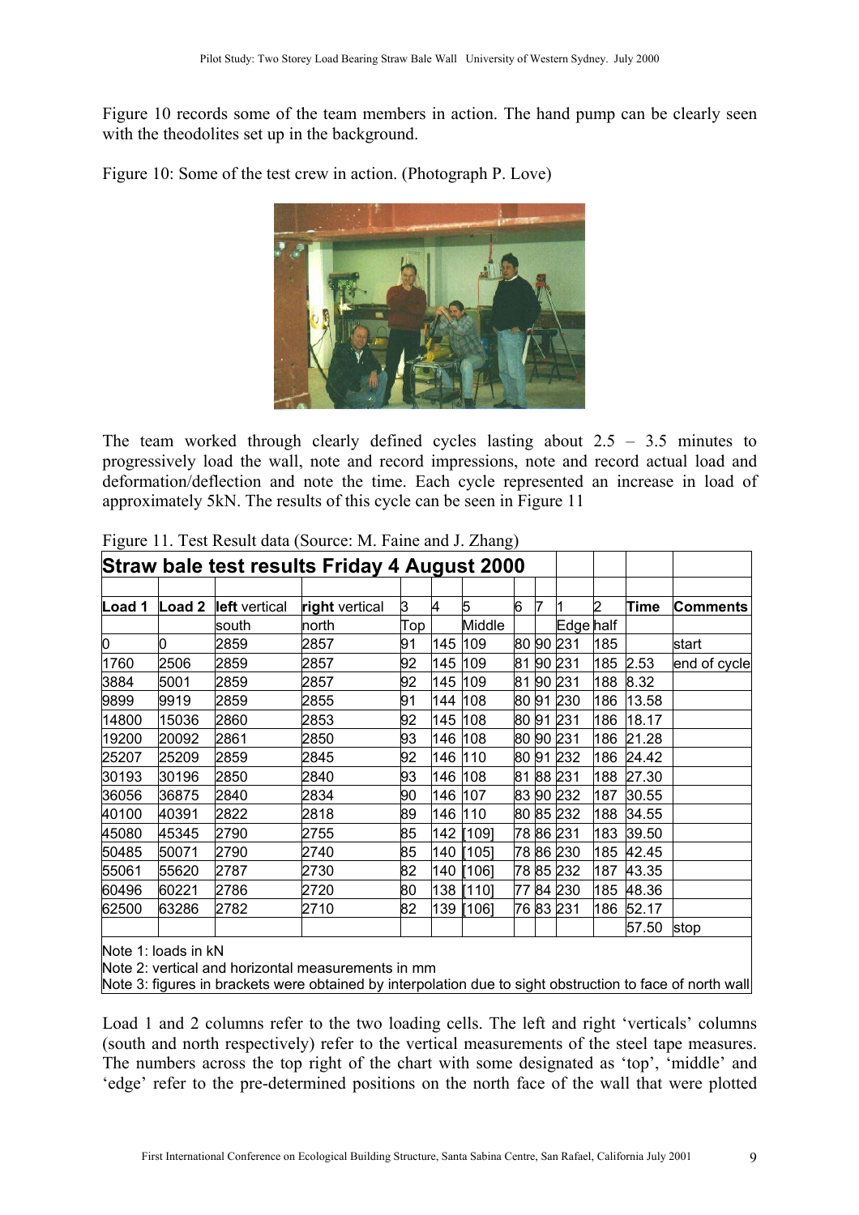Figure 10 records some of the team members in action. The hand pump can be clearly seen with the theodolites set up in the background.

Figure 10: Some of the test crew in action. (Photograph P. Love)

The team worked through clearly defined cycles lasting about 2.5 – 3.5 minutes to progressively load the wall, note and record impressions, note and record actual load and deformation/deflection and note the time. Each cycle represented an increase in load of approximately 5kN. The results of this cycle can be seen in Figure 11

Figure 11. Test Result data (Source: M. Faine and J. Zhang)

**Straw bale test results Friday 4 August 2000**

| Load 1 | Load 2 | left vertical | right vertical | 3 | 4 | 5 | 6 | 7 | 1 | 2 | Time | Comments |
|---|---|---|---|---|---|---|---|---|---|---|---|---|
| | | south | north | Top | | Middle | | | Edge | half | | |
| 0 | 0 | 2859 | 2857 | 91 | 145 | 109 | 80 | 90 | 231 | 185 | | start |
| 1760 | 2506 | 2859 | 2857 | 92 | 145 | 109 | 81 | 90 | 231 | 185 | 2.53 | end of cycle |
| 3884 | 5001 | 2859 | 2857 | 92 | 145 | 109 | 81 | 90 | 231 | 188 | 8.32 | |
| 9899 | 9919 | 2859 | 2855 | 91 | 144 | 108 | 80 | 91 | 230 | 186 | 13.58 | |
| 14800 | 15036 | 2860 | 2853 | 92 | 145 | 108 | 80 | 91 | 231 | 186 | 18.17 | |
| 19200 | 20092 | 2861 | 2850 | 93 | 146 | 108 | 80 | 90 | 231 | 186 | 21.28 | |
| 25207 | 25209 | 2859 | 2845 | 92 | 146 | 110 | 80 | 91 | 232 | 186 | 24.42 | |
| 30193 | 30196 | 2850 | 2840 | 93 | 146 | 108 | 81 | 88 | 231 | 188 | 27.30 | |
| 36056 | 36875 | 2840 | 2834 | 90 | 146 | 107 | 83 | 90 | 232 | 187 | 30.55 | |
| 40100 | 40391 | 2822 | 2818 | 89 | 146 | 110 | 80 | 85 | 232 | 188 | 34.55 | |
| 45080 | 45345 | 2790 | 2755 | 85 | 142 | [109] | 78 | 86 | 231 | 183 | 39.50 | |
| 50485 | 50071 | 2790 | 2740 | 85 | 140 | [105] | 78 | 86 | 230 | 185 | 42.45 | |
| 55061 | 55620 | 2787 | 2730 | 82 | 140 | [106] | 78 | 85 | 232 | 187 | 43.35 | |
| 60496 | 60221 | 2786 | 2720 | 80 | 138 | [110] | 77 | 84 | 230 | 185 | 48.36 | |
| 62500 | 63286 | 2782 | 2710 | 82 | 139 | [106] | 76 | 83 | 231 | 186 | 52.17 | |
| | | | | | | | | | | | 57.50 | stop |

Note 1: loads in kN
Note 2: vertical and horizontal measurements in mm
Note 3: figures in brackets were obtained by interpolation due to sight obstruction to face of north wall

Load 1 and 2 columns refer to the two loading cells. The left and right 'verticals' columns (south and north respectively) refer to the vertical measurements of the steel tape measures. The numbers across the top right of the chart with some designated as 'top', 'middle' and 'edge' refer to the pre-determined positions on the north face of the wall that were plotted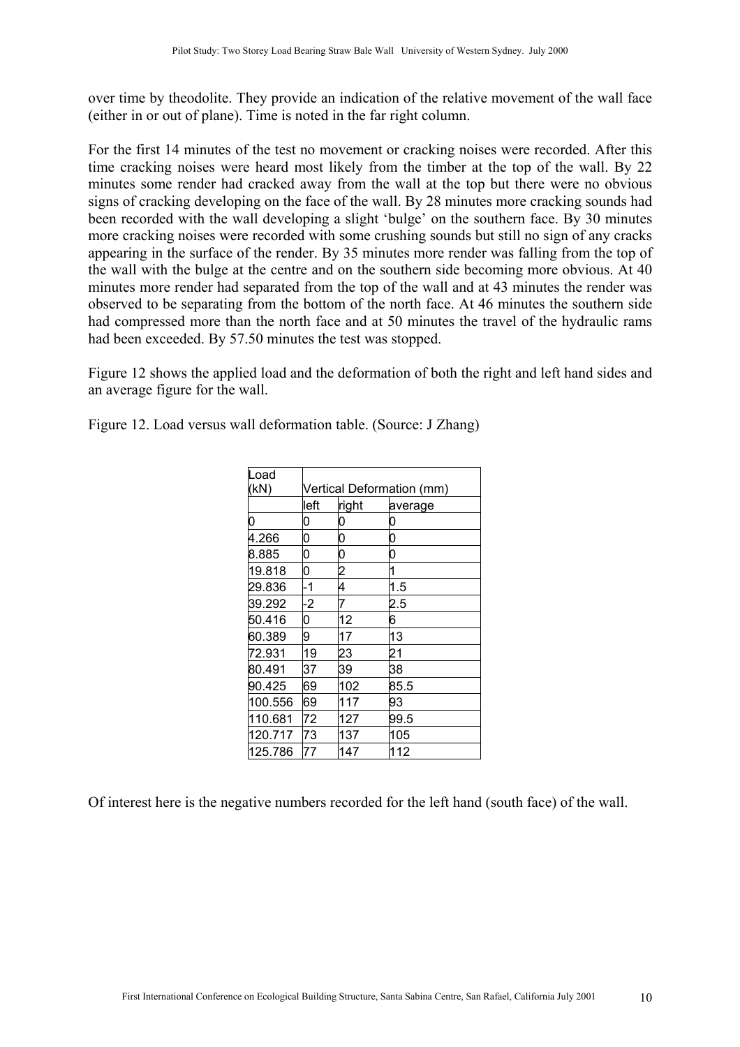over time by theodolite. They provide an indication of the relative movement of the wall face (either in or out of plane). Time is noted in the far right column.

For the first 14 minutes of the test no movement or cracking noises were recorded. After this time cracking noises were heard most likely from the timber at the top of the wall. By 22 minutes some render had cracked away from the wall at the top but there were no obvious signs of cracking developing on the face of the wall. By 28 minutes more cracking sounds had been recorded with the wall developing a slight 'bulge' on the southern face. By 30 minutes more cracking noises were recorded with some crushing sounds but still no sign of any cracks appearing in the surface of the render. By 35 minutes more render was falling from the top of the wall with the bulge at the centre and on the southern side becoming more obvious. At 40 minutes more render had separated from the top of the wall and at 43 minutes the render was observed to be separating from the bottom of the north face. At 46 minutes the southern side had compressed more than the north face and at 50 minutes the travel of the hydraulic rams had been exceeded. By 57.50 minutes the test was stopped.

Figure 12 shows the applied load and the deformation of both the right and left hand sides and an average figure for the wall.

Figure 12. Load versus wall deformation table. (Source: J Zhang)

| Load (kN) | Vertical Deformation (mm) | | |
|---|---|---|---|
| | left | right | average |
| 0 | 0 | 0 | 0 |
| 4.266 | 0 | 0 | 0 |
| 8.885 | 0 | 0 | 0 |
| 19.818 | 0 | 2 | 1 |
| 29.836 | -1 | 4 | 1.5 |
| 39.292 | -2 | 7 | 2.5 |
| 50.416 | 0 | 12 | 6 |
| 60.389 | 9 | 17 | 13 |
| 72.931 | 19 | 23 | 21 |
| 80.491 | 37 | 39 | 38 |
| 90.425 | 69 | 102 | 85.5 |
| 100.556 | 69 | 117 | 93 |
| 110.681 | 72 | 127 | 99.5 |
| 120.717 | 73 | 137 | 105 |
| 125.786 | 77 | 147 | 112 |

Of interest here is the negative numbers recorded for the left hand (south face) of the wall.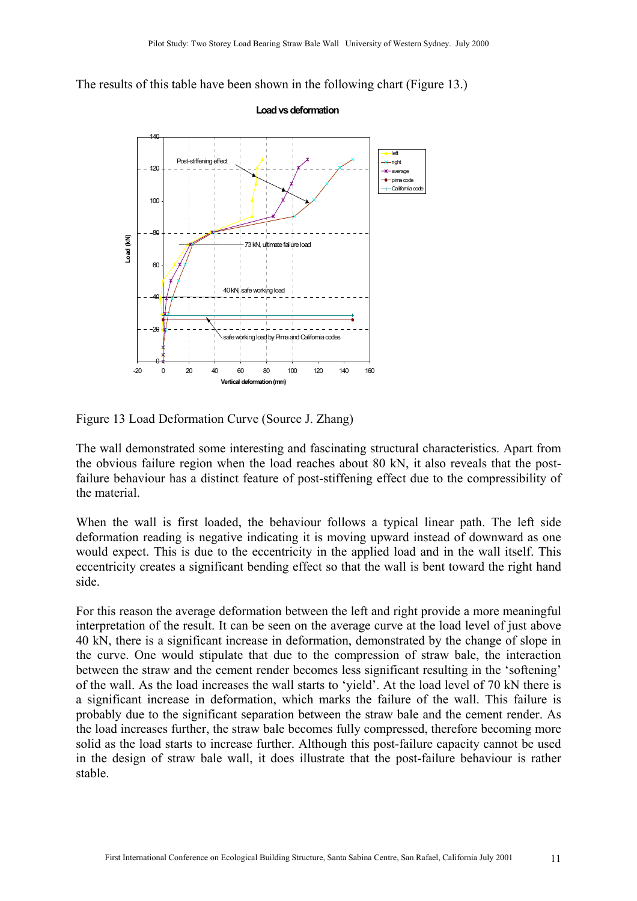The results of this table have been shown in the following chart (Figure 13.)

Figure 13 Load Deformation Curve (Source J. Zhang)

The wall demonstrated some interesting and fascinating structural characteristics. Apart from the obvious failure region when the load reaches about 80 kN, it also reveals that the post-failure behaviour has a distinct feature of post-stiffening effect due to the compressibility of the material.

When the wall is first loaded, the behaviour follows a typical linear path. The left side deformation reading is negative indicating it is moving upward instead of downward as one would expect. This is due to the eccentricity in the applied load and in the wall itself. This eccentricity creates a significant bending effect so that the wall is bent toward the right hand side.

For this reason the average deformation between the left and right provide a more meaningful interpretation of the result. It can be seen on the average curve at the load level of just above 40 kN, there is a significant increase in deformation, demonstrated by the change of slope in the curve. One would stipulate that due to the compression of straw bale, the interaction between the straw and the cement render becomes less significant resulting in the 'softening' of the wall. As the load increases the wall starts to 'yield'. At the load level of 70 kN there is a significant increase in deformation, which marks the failure of the wall. This failure is probably due to the significant separation between the straw bale and the cement render. As the load increases further, the straw bale becomes fully compressed, therefore becoming more solid as the load starts to increase further. Although this post-failure capacity cannot be used in the design of straw bale wall, it does illustrate that the post-failure behaviour is rather stable.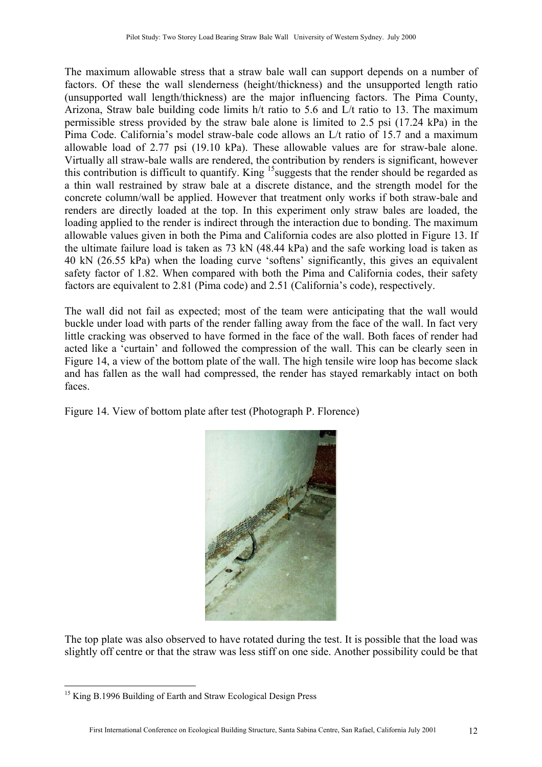The maximum allowable stress that a straw bale wall can support depends on a number of factors. Of these the wall slenderness (height/thickness) and the unsupported length ratio (unsupported wall length/thickness) are the major influencing factors. The Pima County, Arizona, Straw bale building code limits h/t ratio to 5.6 and L/t ratio to 13. The maximum permissible stress provided by the straw bale alone is limited to 2.5 psi (17.24 kPa) in the Pima Code. California's model straw-bale code allows an L/t ratio of 15.7 and a maximum allowable load of 2.77 psi (19.10 kPa). These allowable values are for straw-bale alone. Virtually all straw-bale walls are rendered, the contribution by renders is significant, however this contribution is difficult to quantify. King [15] suggests that the render should be regarded as a thin wall restrained by straw bale at a discrete distance, and the strength model for the concrete column/wall be applied. However that treatment only works if both straw-bale and renders are directly loaded at the top. In this experiment only straw bales are loaded, the loading applied to the render is indirect through the interaction due to bonding. The maximum allowable values given in both the Pima and California codes are also plotted in Figure 13. If the ultimate failure load is taken as 73 kN (48.44 kPa) and the safe working load is taken as 40 kN (26.55 kPa) when the loading curve 'softens' significantly, this gives an equivalent safety factor of 1.82. When compared with both the Pima and California codes, their safety factors are equivalent to 2.81 (Pima code) and 2.51 (California's code), respectively.

The wall did not fail as expected; most of the team were anticipating that the wall would buckle under load with parts of the render falling away from the face of the wall. In fact very little cracking was observed to have formed in the face of the wall. Both faces of render had acted like a 'curtain' and followed the compression of the wall. This can be clearly seen in Figure 14, a view of the bottom plate of the wall. The high tensile wire loop has become slack and has fallen as the wall had compressed, the render has stayed remarkably intact on both faces.

Figure 14. View of bottom plate after test (Photograph P. Florence)

The top plate was also observed to have rotated during the test. It is possible that the load was slightly off centre or that the straw was less stiff on one side. Another possibility could be that

---

[15] King B.1996 Building of Earth and Straw Ecological Design Press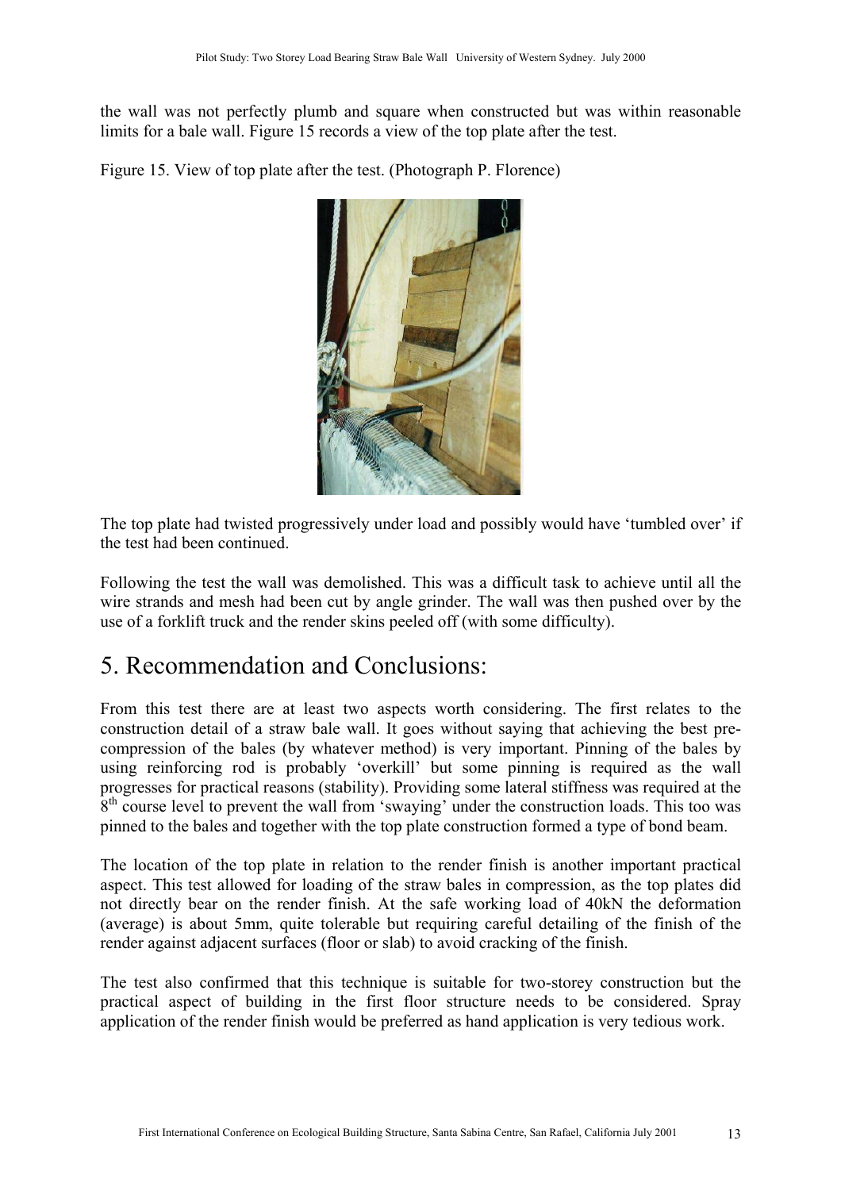the wall was not perfectly plumb and square when constructed but was within reasonable limits for a bale wall. Figure 15 records a view of the top plate after the test.

Figure 15. View of top plate after the test. (Photograph P. Florence)

The top plate had twisted progressively under load and possibly would have 'tumbled over' if the test had been continued.

Following the test the wall was demolished. This was a difficult task to achieve until all the wire strands and mesh had been cut by angle grinder. The wall was then pushed over by the use of a forklift truck and the render skins peeled off (with some difficulty).

# 5. Recommendation and Conclusions:

From this test there are at least two aspects worth considering. The first relates to the construction detail of a straw bale wall. It goes without saying that achieving the best pre-compression of the bales (by whatever method) is very important. Pinning of the bales by using reinforcing rod is probably 'overkill' but some pinning is required as the wall progresses for practical reasons (stability). Providing some lateral stiffness was required at the 8th course level to prevent the wall from 'swaying' under the construction loads. This too was pinned to the bales and together with the top plate construction formed a type of bond beam.

The location of the top plate in relation to the render finish is another important practical aspect. This test allowed for loading of the straw bales in compression, as the top plates did not directly bear on the render finish. At the safe working load of 40kN the deformation (average) is about 5mm, quite tolerable but requiring careful detailing of the finish of the render against adjacent surfaces (floor or slab) to avoid cracking of the finish.

The test also confirmed that this technique is suitable for two-storey construction but the practical aspect of building in the first floor structure needs to be considered. Spray application of the render finish would be preferred as hand application is very tedious work.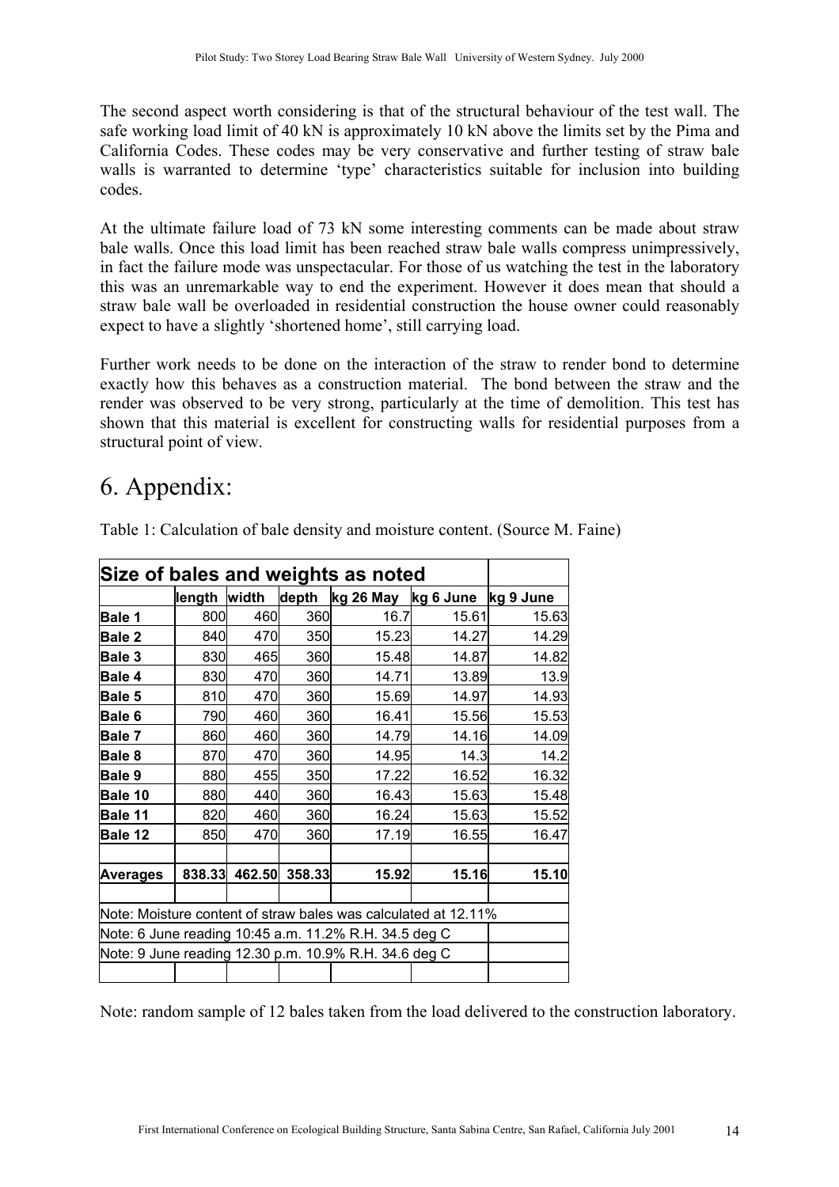The second aspect worth considering is that of the structural behaviour of the test wall. The safe working load limit of 40 kN is approximately 10 kN above the limits set by the Pima and California Codes. These codes may be very conservative and further testing of straw bale walls is warranted to determine 'type' characteristics suitable for inclusion into building codes.

At the ultimate failure load of 73 kN some interesting comments can be made about straw bale walls. Once this load limit has been reached straw bale walls compress unimpressively, in fact the failure mode was unspectacular. For those of us watching the test in the laboratory this was an unremarkable way to end the experiment. However it does mean that should a straw bale wall be overloaded in residential construction the house owner could reasonably expect to have a slightly 'shortened home', still carrying load.

Further work needs to be done on the interaction of the straw to render bond to determine exactly how this behaves as a construction material. The bond between the straw and the render was observed to be very strong, particularly at the time of demolition. This test has shown that this material is excellent for constructing walls for residential purposes from a structural point of view.

# 6. Appendix:

Table 1: Calculation of bale density and moisture content. (Source M. Faine)

| **Size of bales and weights as noted** | | | | | | |
|---|---|---|---|---|---|---|
| | **length** | **width** | **depth** | **kg 26 May** | **kg 6 June** | **kg 9 June** |
| **Bale 1** | 800 | 460 | 360 | 16.7 | 15.61 | 15.63 |
| **Bale 2** | 840 | 470 | 350 | 15.23 | 14.27 | 14.29 |
| **Bale 3** | 830 | 465 | 360 | 15.48 | 14.87 | 14.82 |
| **Bale 4** | 830 | 470 | 360 | 14.71 | 13.89 | 13.9 |
| **Bale 5** | 810 | 470 | 360 | 15.69 | 14.97 | 14.93 |
| **Bale 6** | 790 | 460 | 360 | 16.41 | 15.56 | 15.53 |
| **Bale 7** | 860 | 460 | 360 | 14.79 | 14.16 | 14.09 |
| **Bale 8** | 870 | 470 | 360 | 14.95 | 14.3 | 14.2 |
| **Bale 9** | 880 | 455 | 350 | 17.22 | 16.52 | 16.32 |
| **Bale 10** | 880 | 440 | 360 | 16.43 | 15.63 | 15.48 |
| **Bale 11** | 820 | 460 | 360 | 16.24 | 15.63 | 15.52 |
| **Bale 12** | 850 | 470 | 360 | 17.19 | 16.55 | 16.47 |
| | | | | | | |
| **Averages** | **838.33** | **462.50** | **358.33** | **15.92** | **15.16** | **15.10** |
| | | | | | | |
| Note: Moisture content of straw bales was calculated at 12.11% | | | | | | |
| Note: 6 June reading 10:45 a.m. 11.2% R.H. 34.5 deg C | | | | | | |
| Note: 9 June reading 12.30 p.m. 10.9% R.H. 34.6 deg C | | | | | | |
| | | | | | | |

Note: random sample of 12 bales taken from the load delivered to the construction laboratory.